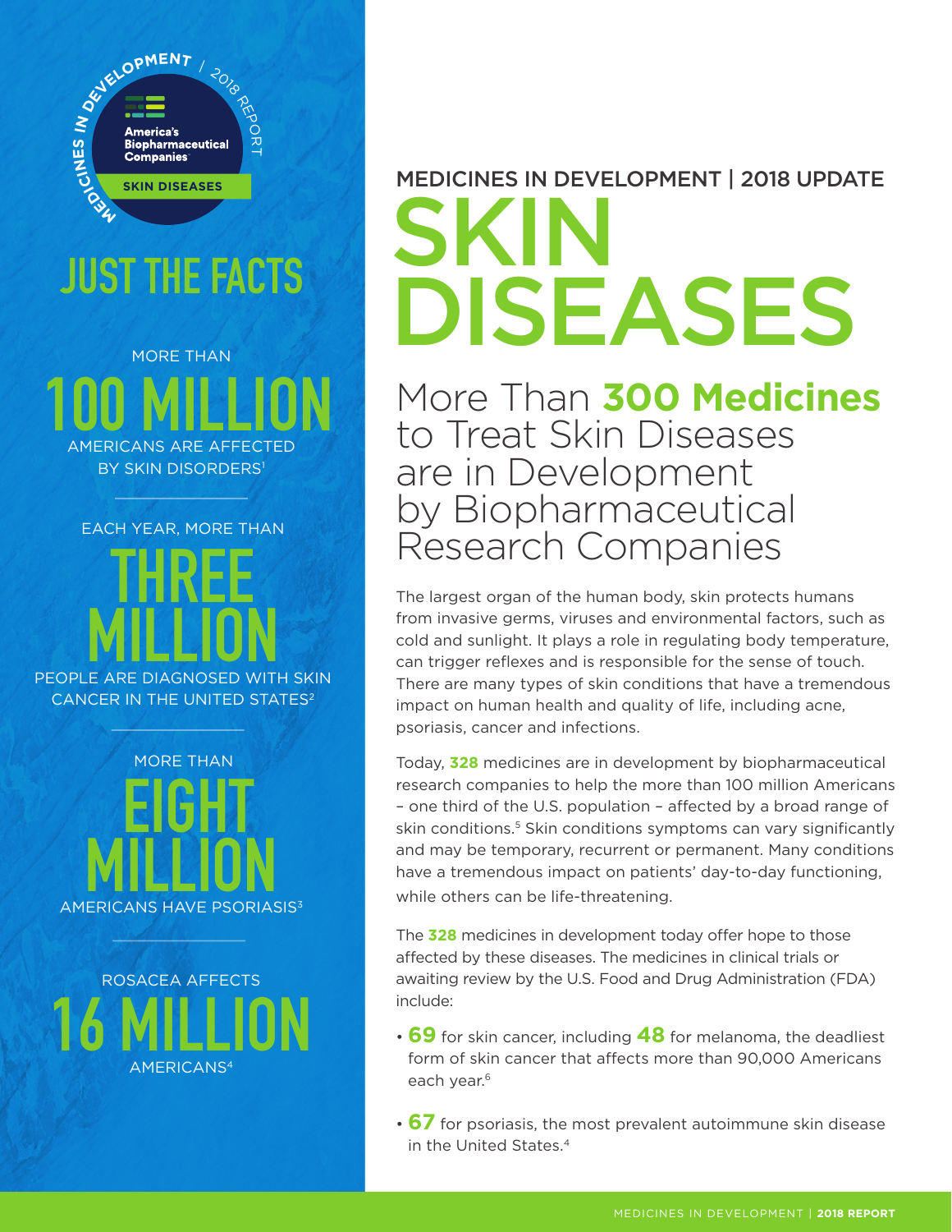MEDICINES IN DEVELOPMENT / 2018 REPORT

America's Biopharmaceutical Companies

SKIN DISEASES

## JUST THE FACTS

MORE THAN
**100 MILLION**
AMERICANS ARE AFFECTED BY SKIN DISORDERS[1]

EACH YEAR, MORE THAN
**THREE MILLION**
PEOPLE ARE DIAGNOSED WITH SKIN CANCER IN THE UNITED STATES[2]

MORE THAN
**EIGHT MILLION**
AMERICANS HAVE PSORIASIS[3]

ROSACEA AFFECTS
**16 MILLION**
AMERICANS[4]

MEDICINES IN DEVELOPMENT | 2018 UPDATE

# SKIN DISEASES

## More Than **300 Medicines** to Treat Skin Diseases are in Development by Biopharmaceutical Research Companies

The largest organ of the human body, skin protects humans from invasive germs, viruses and environmental factors, such as cold and sunlight. It plays a role in regulating body temperature, can trigger reflexes and is responsible for the sense of touch. There are many types of skin conditions that have a tremendous impact on human health and quality of life, including acne, psoriasis, cancer and infections.

Today, **328** medicines are in development by biopharmaceutical research companies to help the more than 100 million Americans – one third of the U.S. population – affected by a broad range of skin conditions.[5] Skin conditions symptoms can vary significantly and may be temporary, recurrent or permanent. Many conditions have a tremendous impact on patients' day-to-day functioning, while others can be life-threatening.

The **328** medicines in development today offer hope to those affected by these diseases. The medicines in clinical trials or awaiting review by the U.S. Food and Drug Administration (FDA) include:

- **69** for skin cancer, including **48** for melanoma, the deadliest form of skin cancer that affects more than 90,000 Americans each year.[6]
- **67** for psoriasis, the most prevalent autoimmune skin disease in the United States.[4]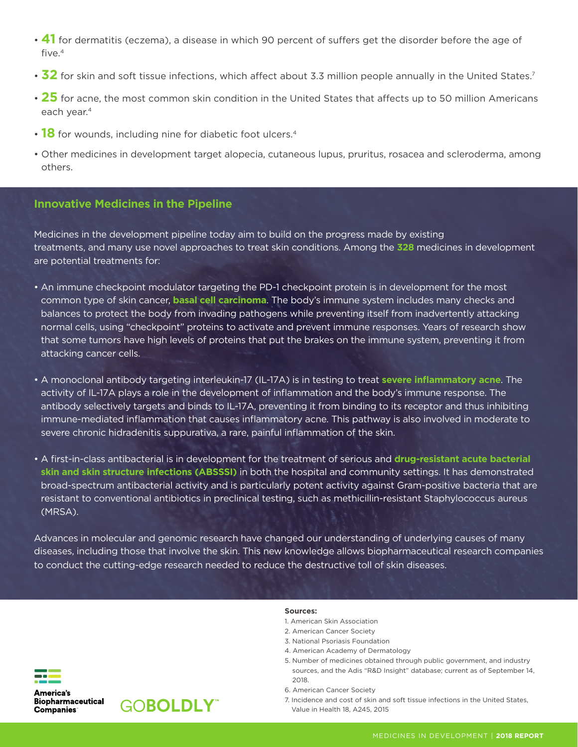- **41** for dermatitis (eczema), a disease in which 90 percent of suffers get the disorder before the age of five.[4]
- **32** for skin and soft tissue infections, which affect about 3.3 million people annually in the United States.[7]
- **25** for acne, the most common skin condition in the United States that affects up to 50 million Americans each year.[4]
- **18** for wounds, including nine for diabetic foot ulcers.[4]
- Other medicines in development target alopecia, cutaneous lupus, pruritus, rosacea and scleroderma, among others.

## Innovative Medicines in the Pipeline

Medicines in the development pipeline today aim to build on the progress made by existing treatments, and many use novel approaches to treat skin conditions. Among the **328** medicines in development are potential treatments for:

- An immune checkpoint modulator targeting the PD-1 checkpoint protein is in development for the most common type of skin cancer, **basal cell carcinoma**. The body's immune system includes many checks and balances to protect the body from invading pathogens while preventing itself from inadvertently attacking normal cells, using "checkpoint" proteins to activate and prevent immune responses. Years of research show that some tumors have high levels of proteins that put the brakes on the immune system, preventing it from attacking cancer cells.
- A monoclonal antibody targeting interleukin-17 (IL-17A) is in testing to treat **severe inflammatory acne**. The activity of IL-17A plays a role in the development of inflammation and the body's immune response. The antibody selectively targets and binds to IL-17A, preventing it from binding to its receptor and thus inhibiting immune-mediated inflammation that causes inflammatory acne. This pathway is also involved in moderate to severe chronic hidradenitis suppurativa, a rare, painful inflammation of the skin.
- A first-in-class antibacterial is in development for the treatment of serious and **drug-resistant acute bacterial skin and skin structure infections (ABSSSI)** in both the hospital and community settings. It has demonstrated broad-spectrum antibacterial activity and is particularly potent activity against Gram-positive bacteria that are resistant to conventional antibiotics in preclinical testing, such as methicillin-resistant Staphylococcus aureus (MRSA).

Advances in molecular and genomic research have changed our understanding of underlying causes of many diseases, including those that involve the skin. This new knowledge allows biopharmaceutical research companies to conduct the cutting-edge research needed to reduce the destructive toll of skin diseases.

**Sources:**

1. American Skin Association
2. American Cancer Society
3. National Psoriasis Foundation
4. American Academy of Dermatology
5. Number of medicines obtained through public government, and industry sources, and the Adis "R&D Insight" database; current as of September 14, 2018.
6. American Cancer Society
7. Incidence and cost of skin and soft tissue infections in the United States, Value in Health 18, A245, 2015

America's Biopharmaceutical Companies

GOBOLDLY™